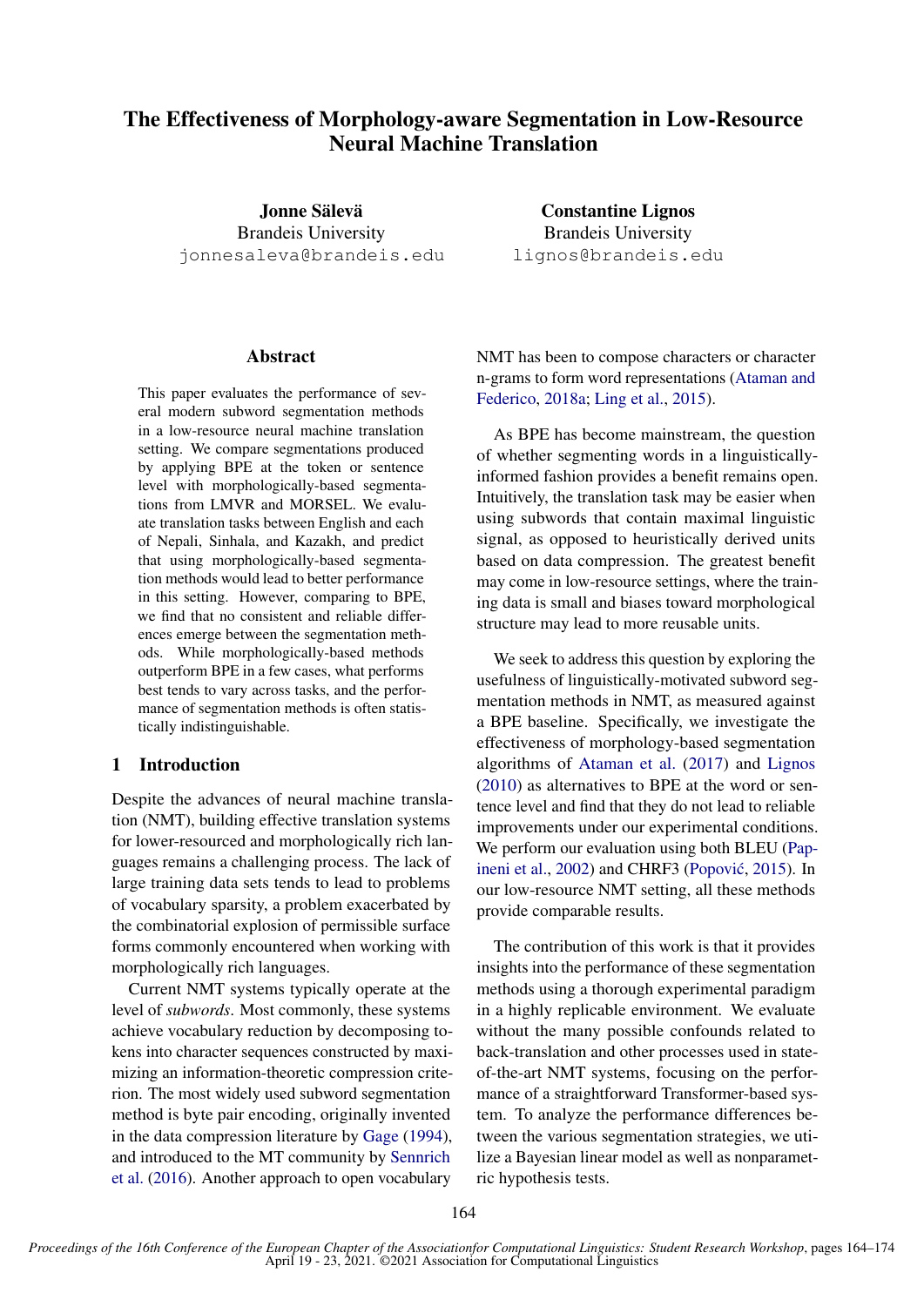# The Effectiveness of Morphology-aware Segmentation in Low-Resource Neural Machine Translation

**Jonne Sälevä**
Brandeis University
jonnesaleva@brandeis.edu

**Constantine Lignos**
Brandeis University
lignos@brandeis.edu

## Abstract

This paper evaluates the performance of several modern subword segmentation methods in a low-resource neural machine translation setting. We compare segmentations produced by applying BPE at the token or sentence level with morphologically-based segmentations from LMVR and MORSEL. We evaluate translation tasks between English and each of Nepali, Sinhala, and Kazakh, and predict that using morphologically-based segmentation methods would lead to better performance in this setting. However, comparing to BPE, we find that no consistent and reliable differences emerge between the segmentation methods. While morphologically-based methods outperform BPE in a few cases, what performs best tends to vary across tasks, and the performance of segmentation methods is often statistically indistinguishable.

## 1 Introduction

Despite the advances of neural machine translation (NMT), building effective translation systems for lower-resourced and morphologically rich languages remains a challenging process. The lack of large training data sets tends to lead to problems of vocabulary sparsity, a problem exacerbated by the combinatorial explosion of permissible surface forms commonly encountered when working with morphologically rich languages.

Current NMT systems typically operate at the level of *subwords*. Most commonly, these systems achieve vocabulary reduction by decomposing tokens into character sequences constructed by maximizing an information-theoretic compression criterion. The most widely used subword segmentation method is byte pair encoding, originally invented in the data compression literature by Gage (1994), and introduced to the MT community by Sennrich et al. (2016). Another approach to open vocabulary NMT has been to compose characters or character n-grams to form word representations (Ataman and Federico, 2018a; Ling et al., 2015).

As BPE has become mainstream, the question of whether segmenting words in a linguistically-informed fashion provides a benefit remains open. Intuitively, the translation task may be easier when using subwords that contain maximal linguistic signal, as opposed to heuristically derived units based on data compression. The greatest benefit may come in low-resource settings, where the training data is small and biases toward morphological structure may lead to more reusable units.

We seek to address this question by exploring the usefulness of linguistically-motivated subword segmentation methods in NMT, as measured against a BPE baseline. Specifically, we investigate the effectiveness of morphology-based segmentation algorithms of Ataman et al. (2017) and Lignos (2010) as alternatives to BPE at the word or sentence level and find that they do not lead to reliable improvements under our experimental conditions. We perform our evaluation using both BLEU (Papineni et al., 2002) and CHRF3 (Popović, 2015). In our low-resource NMT setting, all these methods provide comparable results.

The contribution of this work is that it provides insights into the performance of these segmentation methods using a thorough experimental paradigm in a highly replicable environment. We evaluate without the many possible confounds related to back-translation and other processes used in state-of-the-art NMT systems, focusing on the performance of a straightforward Transformer-based system. To analyze the performance differences between the various segmentation strategies, we utilize a Bayesian linear model as well as nonparametric hypothesis tests.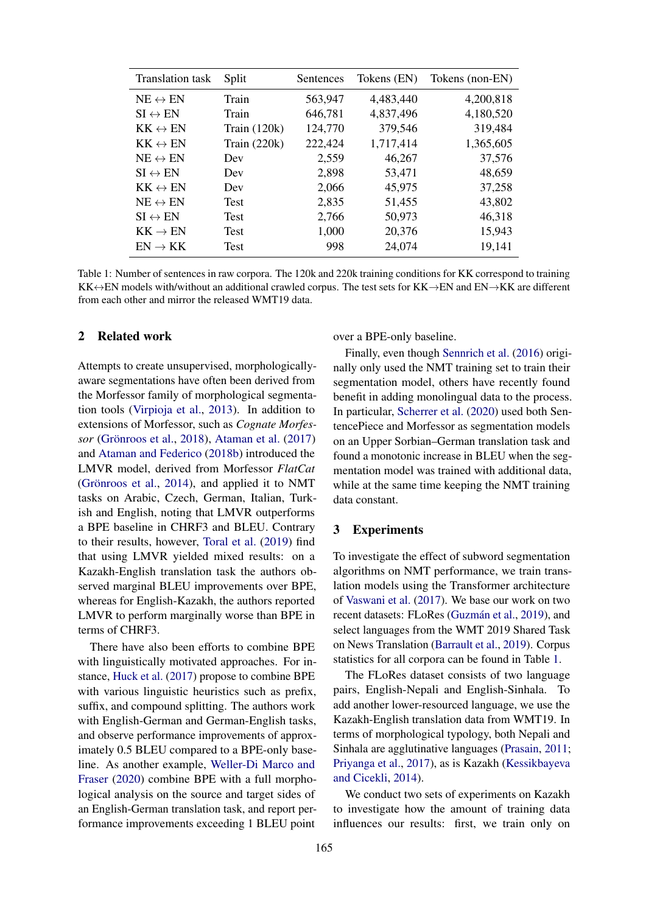| Translation task | Split | Sentences | Tokens (EN) | Tokens (non-EN) |
|---|---|---|---|---|
| NE ↔ EN | Train | 563,947 | 4,483,440 | 4,200,818 |
| SI ↔ EN | Train | 646,781 | 4,837,496 | 4,180,520 |
| KK ↔ EN | Train (120k) | 124,770 | 379,546 | 319,484 |
| KK ↔ EN | Train (220k) | 222,424 | 1,717,414 | 1,365,605 |
| NE ↔ EN | Dev | 2,559 | 46,267 | 37,576 |
| SI ↔ EN | Dev | 2,898 | 53,471 | 48,659 |
| KK ↔ EN | Dev | 2,066 | 45,975 | 37,258 |
| NE ↔ EN | Test | 2,835 | 51,455 | 43,802 |
| SI ↔ EN | Test | 2,766 | 50,973 | 46,318 |
| KK → EN | Test | 1,000 | 20,376 | 15,943 |
| EN → KK | Test | 998 | 24,074 | 19,141 |

Table 1: Number of sentences in raw corpora. The 120k and 220k training conditions for KK correspond to training KK↔EN models with/without an additional crawled corpus. The test sets for KK→EN and EN→KK are different from each other and mirror the released WMT19 data.

## 2 Related work

Attempts to create unsupervised, morphologically-aware segmentations have often been derived from the Morfessor family of morphological segmentation tools (Virpioja et al., 2013). In addition to extensions of Morfessor, such as *Cognate Morfessor* (Grönroos et al., 2018), Ataman et al. (2017) and Ataman and Federico (2018b) introduced the LMVR model, derived from Morfessor *FlatCat* (Grönroos et al., 2014), and applied it to NMT tasks on Arabic, Czech, German, Italian, Turkish and English, noting that LMVR outperforms a BPE baseline in CHRF3 and BLEU. Contrary to their results, however, Toral et al. (2019) find that using LMVR yielded mixed results: on a Kazakh-English translation task the authors observed marginal BLEU improvements over BPE, whereas for English-Kazakh, the authors reported LMVR to perform marginally worse than BPE in terms of CHRF3.

There have also been efforts to combine BPE with linguistically motivated approaches. For instance, Huck et al. (2017) propose to combine BPE with various linguistic heuristics such as prefix, suffix, and compound splitting. The authors work with English-German and German-English tasks, and observe performance improvements of approximately 0.5 BLEU compared to a BPE-only baseline. As another example, Weller-Di Marco and Fraser (2020) combine BPE with a full morphological analysis on the source and target sides of an English-German translation task, and report performance improvements exceeding 1 BLEU point over a BPE-only baseline.

Finally, even though Sennrich et al. (2016) originally only used the NMT training set to train their segmentation model, others have recently found benefit in adding monolingual data to the process. In particular, Scherrer et al. (2020) used both SentencePiece and Morfessor as segmentation models on an Upper Sorbian–German translation task and found a monotonic increase in BLEU when the segmentation model was trained with additional data, while at the same time keeping the NMT training data constant.

## 3 Experiments

To investigate the effect of subword segmentation algorithms on NMT performance, we train translation models using the Transformer architecture of Vaswani et al. (2017). We base our work on two recent datasets: FLoRes (Guzmán et al., 2019), and select languages from the WMT 2019 Shared Task on News Translation (Barrault et al., 2019). Corpus statistics for all corpora can be found in Table 1.

The FLoRes dataset consists of two language pairs, English-Nepali and English-Sinhala. To add another lower-resourced language, we use the Kazakh-English translation data from WMT19. In terms of morphological typology, both Nepali and Sinhala are agglutinative languages (Prasain, 2011; Priyanga et al., 2017), as is Kazakh (Kessikbayeva and Cicekli, 2014).

We conduct two sets of experiments on Kazakh to investigate how the amount of training data influences our results: first, we train only on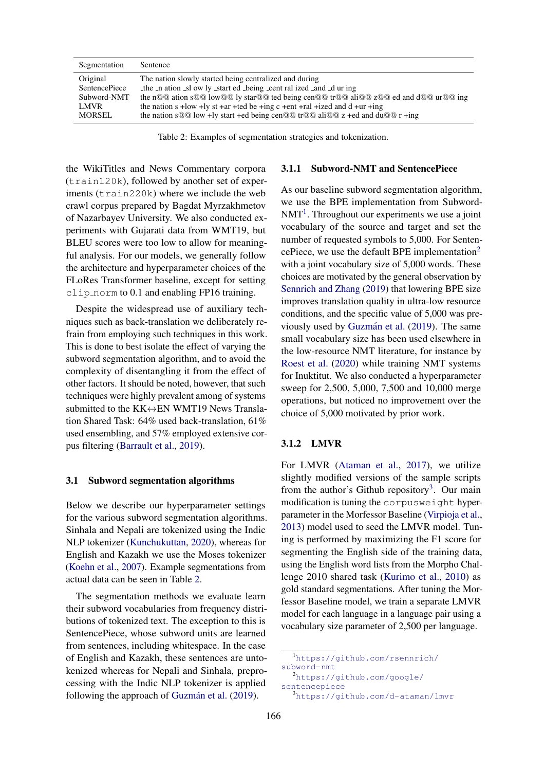| Segmentation | Sentence |
|---|---|
| Original | The nation slowly started being centralized and during |
| SentencePiece | _the _n ation _sl ow ly _start ed _being _cent ral ized _and _d ur ing |
| Subword-NMT | the n@@ ation s@@ low@@ ly star@@ ted being cen@@ tr@@ ali@@ z@@ ed and d@@ ur@@ ing |
| LMVR | the nation s +low +ly st +ar +ted be +ing c +ent +ral +ized and d +ur +ing |
| MORSEL | the nation s@@ low +ly start +ed being cen@@ tr@@ ali@@ z +ed and du@@ r +ing |

Table 2: Examples of segmentation strategies and tokenization.

the WikiTitles and News Commentary corpora (train120k), followed by another set of experiments (train220k) where we include the web crawl corpus prepared by Bagdat Myrzakhmetov of Nazarbayev University. We also conducted experiments with Gujarati data from WMT19, but BLEU scores were too low to allow for meaningful analysis. For our models, we generally follow the architecture and hyperparameter choices of the FLoRes Transformer baseline, except for setting clip_norm to 0.1 and enabling FP16 training.

Despite the widespread use of auxiliary techniques such as back-translation we deliberately refrain from employing such techniques in this work. This is done to best isolate the effect of varying the subword segmentation algorithm, and to avoid the complexity of disentangling it from the effect of other factors. It should be noted, however, that such techniques were highly prevalent among of systems submitted to the KK↔EN WMT19 News Translation Shared Task: 64% used back-translation, 61% used ensembling, and 57% employed extensive corpus filtering (Barrault et al., 2019).

## 3.1 Subword segmentation algorithms

Below we describe our hyperparameter settings for the various subword segmentation algorithms. Sinhala and Nepali are tokenized using the Indic NLP tokenizer (Kunchukuttan, 2020), whereas for English and Kazakh we use the Moses tokenizer (Koehn et al., 2007). Example segmentations from actual data can be seen in Table 2.

The segmentation methods we evaluate learn their subword vocabularies from frequency distributions of tokenized text. The exception to this is SentencePiece, whose subword units are learned from sentences, including whitespace. In the case of English and Kazakh, these sentences are untokenized whereas for Nepali and Sinhala, preprocessing with the Indic NLP tokenizer is applied following the approach of Guzmán et al. (2019).

### 3.1.1 Subword-NMT and SentencePiece

As our baseline subword segmentation algorithm, we use the BPE implementation from Subword-NMT[1]. Throughout our experiments we use a joint vocabulary of the source and target and set the number of requested symbols to 5,000. For SentencePiece, we use the default BPE implementation[2] with a joint vocabulary size of 5,000 words. These choices are motivated by the general observation by Sennrich and Zhang (2019) that lowering BPE size improves translation quality in ultra-low resource conditions, and the specific value of 5,000 was previously used by Guzmán et al. (2019). The same small vocabulary size has been used elsewhere in the low-resource NMT literature, for instance by Roest et al. (2020) while training NMT systems for Inuktitut. We also conducted a hyperparameter sweep for 2,500, 5,000, 7,500 and 10,000 merge operations, but noticed no improvement over the choice of 5,000 motivated by prior work.

### 3.1.2 LMVR

For LMVR (Ataman et al., 2017), we utilize slightly modified versions of the sample scripts from the author's Github repository[3]. Our main modification is tuning the corpusweight hyperparameter in the Morfessor Baseline (Virpioja et al., 2013) model used to seed the LMVR model. Tuning is performed by maximizing the F1 score for segmenting the English side of the training data, using the English word lists from the Morpho Challenge 2010 shared task (Kurimo et al., 2010) as gold standard segmentations. After tuning the Morfessor Baseline model, we train a separate LMVR model for each language in a language pair using a vocabulary size parameter of 2,500 per language.

[1] https://github.com/rsennrich/subword-nmt

[2] https://github.com/google/sentencepiece

[3] https://github.com/d-ataman/lmvr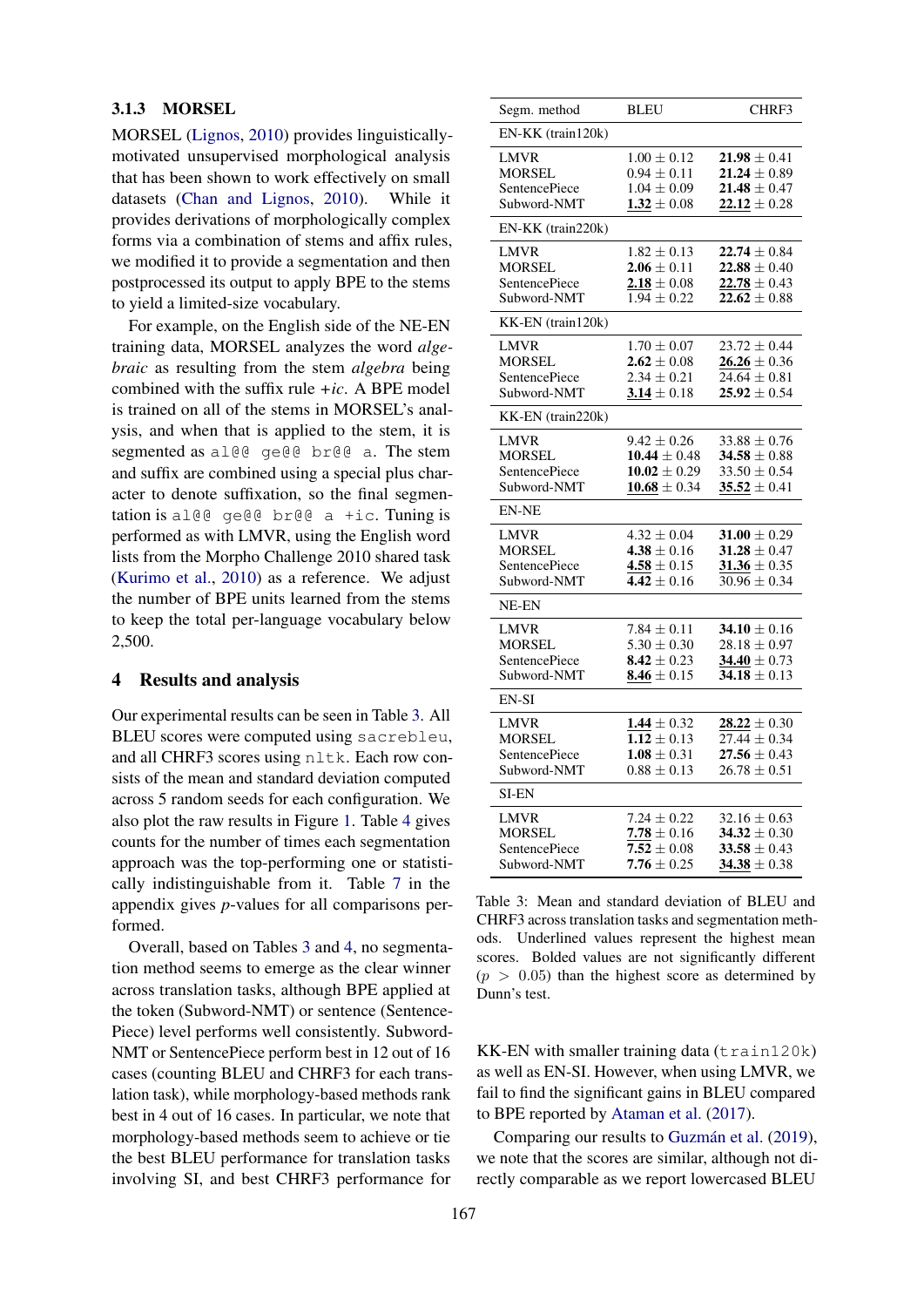### 3.1.3 MORSEL

MORSEL (Lignos, 2010) provides linguistically-motivated unsupervised morphological analysis that has been shown to work effectively on small datasets (Chan and Lignos, 2010). While it provides derivations of morphologically complex forms via a combination of stems and affix rules, we modified it to provide a segmentation and then postprocessed its output to apply BPE to the stems to yield a limited-size vocabulary.

For example, on the English side of the NE-EN training data, MORSEL analyzes the word *algebraic* as resulting from the stem *algebra* being combined with the suffix rule *+ic*. A BPE model is trained on all of the stems in MORSEL's analysis, and when that is applied to the stem, it is segmented as `al@@ ge@@ br@@ a`. The stem and suffix are combined using a special plus character to denote suffixation, so the final segmentation is `al@@ ge@@ br@@ a +ic`. Tuning is performed as with LMVR, using the English word lists from the Morpho Challenge 2010 shared task (Kurimo et al., 2010) as a reference. We adjust the number of BPE units learned from the stems to keep the total per-language vocabulary below 2,500.

## 4 Results and analysis

Our experimental results can be seen in Table 3. All BLEU scores were computed using `sacrebleu`, and all CHRF3 scores using `nltk`. Each row consists of the mean and standard deviation computed across 5 random seeds for each configuration. We also plot the raw results in Figure 1. Table 4 gives counts for the number of times each segmentation approach was the top-performing one or statistically indistinguishable from it. Table 7 in the appendix gives *p*-values for all comparisons performed.

Overall, based on Tables 3 and 4, no segmentation method seems to emerge as the clear winner across translation tasks, although BPE applied at the token (Subword-NMT) or sentence (SentencePiece) level performs well consistently. Subword-NMT or SentencePiece perform best in 12 out of 16 cases (counting BLEU and CHRF3 for each translation task), while morphology-based methods rank best in 4 out of 16 cases. In particular, we note that morphology-based methods seem to achieve or tie the best BLEU performance for translation tasks involving SI, and best CHRF3 performance for KK-EN with smaller training data (`train120k`) as well as EN-SI. However, when using LMVR, we fail to find the significant gains in BLEU compared to BPE reported by Ataman et al. (2017).

Comparing our results to Guzmán et al. (2019), we note that the scores are similar, although not directly comparable as we report lowercased BLEU

| Segm. method | BLEU | CHRF3 |
|---|---|---|
| EN-KK (train120k) | | |
| LMVR | $1.00 \pm 0.12$ | $\mathbf{21.98} \pm 0.41$ |
| MORSEL | $0.94 \pm 0.11$ | $\mathbf{21.24} \pm 0.89$ |
| SentencePiece | $1.04 \pm 0.09$ | $\mathbf{21.48} \pm 0.47$ |
| Subword-NMT | $\underline{\mathbf{1.32}} \pm 0.08$ | $\underline{\mathbf{22.12}} \pm 0.28$ |
| EN-KK (train220k) | | |
| LMVR | $1.82 \pm 0.13$ | $\mathbf{22.74} \pm 0.84$ |
| MORSEL | $\mathbf{2.06} \pm 0.11$ | $\mathbf{22.88} \pm 0.40$ |
| SentencePiece | $\underline{\mathbf{2.18}} \pm 0.08$ | $\underline{\mathbf{22.78}} \pm 0.43$ |
| Subword-NMT | $1.94 \pm 0.22$ | $\mathbf{22.62} \pm 0.88$ |
| KK-EN (train120k) | | |
| LMVR | $1.70 \pm 0.07$ | $23.72 \pm 0.44$ |
| MORSEL | $\mathbf{2.62} \pm 0.08$ | $\underline{\mathbf{26.26}} \pm 0.36$ |
| SentencePiece | $2.34 \pm 0.21$ | $24.64 \pm 0.81$ |
| Subword-NMT | $\underline{\mathbf{3.14}} \pm 0.18$ | $\mathbf{25.92} \pm 0.54$ |
| KK-EN (train220k) | | |
| LMVR | $9.42 \pm 0.26$ | $33.88 \pm 0.76$ |
| MORSEL | $\mathbf{10.44} \pm 0.48$ | $\mathbf{34.58} \pm 0.88$ |
| SentencePiece | $\mathbf{10.02} \pm 0.29$ | $33.50 \pm 0.54$ |
| Subword-NMT | $\underline{\mathbf{10.68}} \pm 0.34$ | $\underline{\mathbf{35.52}} \pm 0.41$ |
| EN-NE | | |
| LMVR | $4.32 \pm 0.04$ | $\mathbf{31.00} \pm 0.29$ |
| MORSEL | $\mathbf{4.38} \pm 0.16$ | $\mathbf{31.28} \pm 0.47$ |
| SentencePiece | $\underline{\mathbf{4.58}} \pm 0.15$ | $\underline{\mathbf{31.36}} \pm 0.35$ |
| Subword-NMT | $\mathbf{4.42} \pm 0.16$ | $30.96 \pm 0.34$ |
| NE-EN | | |
| LMVR | $7.84 \pm 0.11$ | $\mathbf{34.10} \pm 0.16$ |
| MORSEL | $5.30 \pm 0.30$ | $28.18 \pm 0.97$ |
| SentencePiece | $\mathbf{8.42} \pm 0.23$ | $\underline{\mathbf{34.40}} \pm 0.73$ |
| Subword-NMT | $\underline{\mathbf{8.46}} \pm 0.15$ | $\mathbf{34.18} \pm 0.13$ |
| EN-SI | | |
| LMVR | $\underline{\mathbf{1.44}} \pm 0.32$ | $\underline{\mathbf{28.22}} \pm 0.30$ |
| MORSEL | $\mathbf{1.12} \pm 0.13$ | $27.44 \pm 0.34$ |
| SentencePiece | $\mathbf{1.08} \pm 0.31$ | $\mathbf{27.56} \pm 0.43$ |
| Subword-NMT | $0.88 \pm 0.13$ | $26.78 \pm 0.51$ |
| SI-EN | | |
| LMVR | $7.24 \pm 0.22$ | $32.16 \pm 0.63$ |
| MORSEL | $\underline{\mathbf{7.78}} \pm 0.16$ | $\mathbf{34.32} \pm 0.30$ |
| SentencePiece | $\mathbf{7.52} \pm 0.08$ | $\mathbf{33.58} \pm 0.43$ |
| Subword-NMT | $\mathbf{7.76} \pm 0.25$ | $\underline{\mathbf{34.38}} \pm 0.38$ |

Table 3: Mean and standard deviation of BLEU and CHRF3 across translation tasks and segmentation methods. Underlined values represent the highest mean scores. Bolded values are not significantly different ($p > 0.05$) than the highest score as determined by Dunn's test.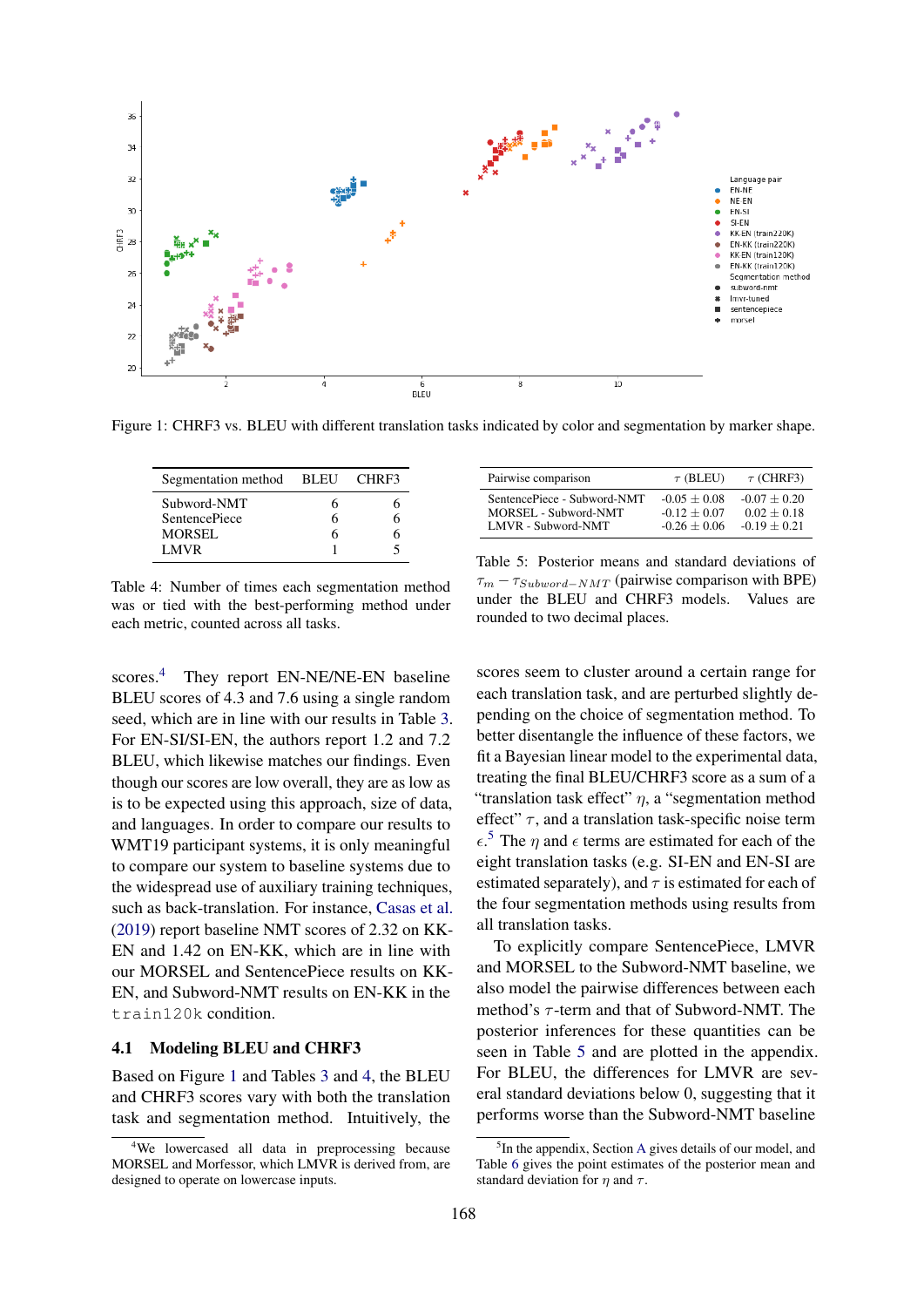Figure 1: CHRF3 vs. BLEU with different translation tasks indicated by color and segmentation by marker shape.

| Segmentation method | BLEU | CHRF3 |
|---|---|---|
| Subword-NMT | 6 | 6 |
| SentencePiece | 6 | 6 |
| MORSEL | 6 | 6 |
| LMVR | 1 | 5 |

Table 4: Number of times each segmentation method was or tied with the best-performing method under each metric, counted across all tasks.

| Pairwise comparison | $\tau$ (BLEU) | $\tau$ (CHRF3) |
|---|---|---|
| SentencePiece - Subword-NMT | -0.05 $\pm$ 0.08 | -0.07 $\pm$ 0.20 |
| MORSEL - Subword-NMT | -0.12 $\pm$ 0.07 | 0.02 $\pm$ 0.18 |
| LMVR - Subword-NMT | -0.26 $\pm$ 0.06 | -0.19 $\pm$ 0.21 |

Table 5: Posterior means and standard deviations of $\tau_m - \tau_{Subword-NMT}$ (pairwise comparison with BPE) under the BLEU and CHRF3 models. Values are rounded to two decimal places.

scores.[4] They report EN-NE/NE-EN baseline BLEU scores of 4.3 and 7.6 using a single random seed, which are in line with our results in Table 3. For EN-SI/SI-EN, the authors report 1.2 and 7.2 BLEU, which likewise matches our findings. Even though our scores are low overall, they are as low as is to be expected using this approach, size of data, and languages. In order to compare our results to WMT19 participant systems, it is only meaningful to compare our system to baseline systems due to the widespread use of auxiliary training techniques, such as back-translation. For instance, Casas et al. (2019) report baseline NMT scores of 2.32 on KK-EN and 1.42 on EN-KK, which are in line with our MORSEL and SentencePiece results on KK-EN, and Subword-NMT results on EN-KK in the `train120k` condition.

### 4.1 Modeling BLEU and CHRF3

Based on Figure 1 and Tables 3 and 4, the BLEU and CHRF3 scores vary with both the translation task and segmentation method. Intuitively, the scores seem to cluster around a certain range for each translation task, and are perturbed slightly depending on the choice of segmentation method. To better disentangle the influence of these factors, we fit a Bayesian linear model to the experimental data, treating the final BLEU/CHRF3 score as a sum of a "translation task effect" $\eta$, a "segmentation method effect" $\tau$, and a translation task-specific noise term $\epsilon$.[5] The $\eta$ and $\epsilon$ terms are estimated for each of the eight translation tasks (e.g. SI-EN and EN-SI are estimated separately), and $\tau$ is estimated for each of the four segmentation methods using results from all translation tasks.

To explicitly compare SentencePiece, LMVR and MORSEL to the Subword-NMT baseline, we also model the pairwise differences between each method's $\tau$-term and that of Subword-NMT. The posterior inferences for these quantities can be seen in Table 5 and are plotted in the appendix. For BLEU, the differences for LMVR are several standard deviations below 0, suggesting that it performs worse than the Subword-NMT baseline

[4] We lowercased all data in preprocessing because MORSEL and Morfessor, which LMVR is derived from, are designed to operate on lowercase inputs.

[5] In the appendix, Section A gives details of our model, and Table 6 gives the point estimates of the posterior mean and standard deviation for $\eta$ and $\tau$.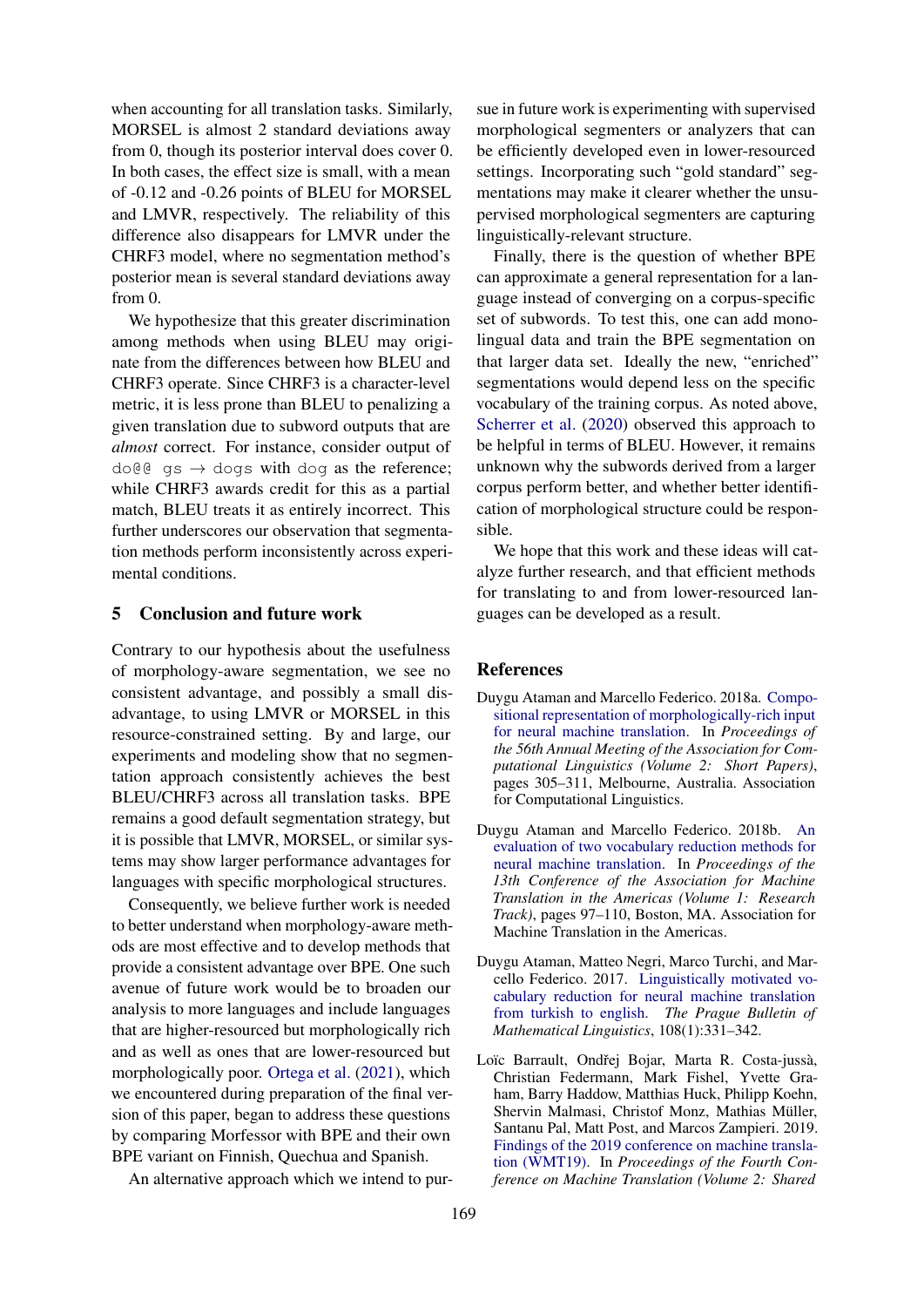when accounting for all translation tasks. Similarly, MORSEL is almost 2 standard deviations away from 0, though its posterior interval does cover 0. In both cases, the effect size is small, with a mean of -0.12 and -0.26 points of BLEU for MORSEL and LMVR, respectively. The reliability of this difference also disappears for LMVR under the CHRF3 model, where no segmentation method's posterior mean is several standard deviations away from 0.

We hypothesize that this greater discrimination among methods when using BLEU may originate from the differences between how BLEU and CHRF3 operate. Since CHRF3 is a character-level metric, it is less prone than BLEU to penalizing a given translation due to subword outputs that are *almost* correct. For instance, consider output of `do@@ gs` → `dogs` with `dog` as the reference; while CHRF3 awards credit for this as a partial match, BLEU treats it as entirely incorrect. This further underscores our observation that segmentation methods perform inconsistently across experimental conditions.

## 5 Conclusion and future work

Contrary to our hypothesis about the usefulness of morphology-aware segmentation, we see no consistent advantage, and possibly a small disadvantage, to using LMVR or MORSEL in this resource-constrained setting. By and large, our experiments and modeling show that no segmentation approach consistently achieves the best BLEU/CHRF3 across all translation tasks. BPE remains a good default segmentation strategy, but it is possible that LMVR, MORSEL, or similar systems may show larger performance advantages for languages with specific morphological structures.

Consequently, we believe further work is needed to better understand when morphology-aware methods are most effective and to develop methods that provide a consistent advantage over BPE. One such avenue of future work would be to broaden our analysis to more languages and include languages that are higher-resourced but morphologically rich and as well as ones that are lower-resourced but morphologically poor. Ortega et al. (2021), which we encountered during preparation of the final version of this paper, began to address these questions by comparing Morfessor with BPE and their own BPE variant on Finnish, Quechua and Spanish.

An alternative approach which we intend to pursue in future work is experimenting with supervised morphological segmenters or analyzers that can be efficiently developed even in lower-resourced settings. Incorporating such "gold standard" segmentations may make it clearer whether the unsupervised morphological segmenters are capturing linguistically-relevant structure.

Finally, there is the question of whether BPE can approximate a general representation for a language instead of converging on a corpus-specific set of subwords. To test this, one can add monolingual data and train the BPE segmentation on that larger data set. Ideally the new, "enriched" segmentations would depend less on the specific vocabulary of the training corpus. As noted above, Scherrer et al. (2020) observed this approach to be helpful in terms of BLEU. However, it remains unknown why the subwords derived from a larger corpus perform better, and whether better identification of morphological structure could be responsible.

We hope that this work and these ideas will catalyze further research, and that efficient methods for translating to and from lower-resourced languages can be developed as a result.

## References

Duygu Ataman and Marcello Federico. 2018a. Compositional representation of morphologically-rich input for neural machine translation. In *Proceedings of the 56th Annual Meeting of the Association for Computational Linguistics (Volume 2: Short Papers)*, pages 305–311, Melbourne, Australia. Association for Computational Linguistics.

Duygu Ataman and Marcello Federico. 2018b. An evaluation of two vocabulary reduction methods for neural machine translation. In *Proceedings of the 13th Conference of the Association for Machine Translation in the Americas (Volume 1: Research Track)*, pages 97–110, Boston, MA. Association for Machine Translation in the Americas.

Duygu Ataman, Matteo Negri, Marco Turchi, and Marcello Federico. 2017. Linguistically motivated vocabulary reduction for neural machine translation from turkish to english. *The Prague Bulletin of Mathematical Linguistics*, 108(1):331–342.

Loïc Barrault, Ondřej Bojar, Marta R. Costa-jussà, Christian Federmann, Mark Fishel, Yvette Graham, Barry Haddow, Matthias Huck, Philipp Koehn, Shervin Malmasi, Christof Monz, Mathias Müller, Santanu Pal, Matt Post, and Marcos Zampieri. 2019. Findings of the 2019 conference on machine translation (WMT19). In *Proceedings of the Fourth Conference on Machine Translation (Volume 2: Shared*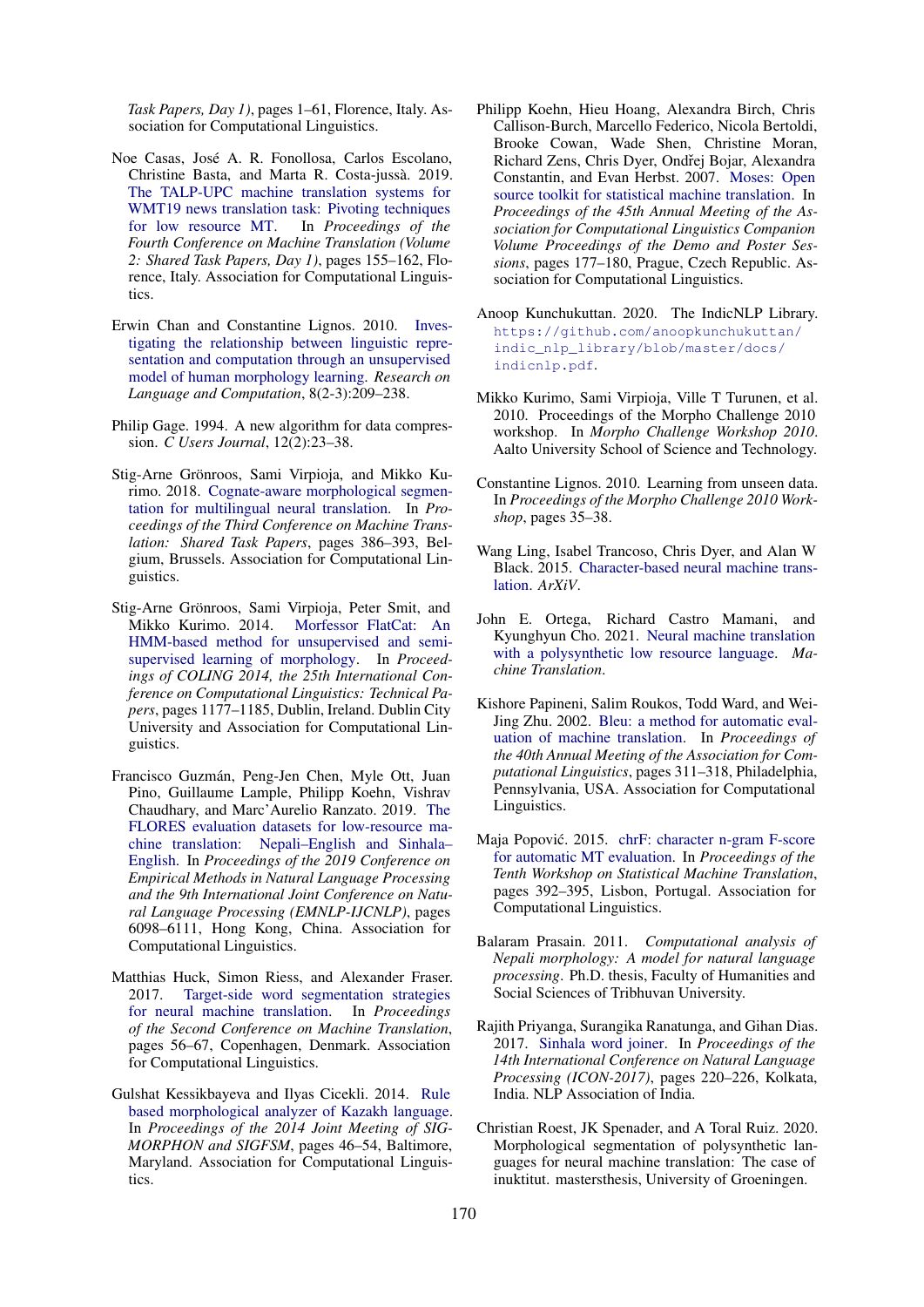*Task Papers, Day 1)*, pages 1–61, Florence, Italy. Association for Computational Linguistics.

Noe Casas, José A. R. Fonollosa, Carlos Escolano, Christine Basta, and Marta R. Costa-jussà. 2019. The TALP-UPC machine translation systems for WMT19 news translation task: Pivoting techniques for low resource MT. In *Proceedings of the Fourth Conference on Machine Translation (Volume 2: Shared Task Papers, Day 1)*, pages 155–162, Florence, Italy. Association for Computational Linguistics.

Erwin Chan and Constantine Lignos. 2010. Investigating the relationship between linguistic representation and computation through an unsupervised model of human morphology learning. *Research on Language and Computation*, 8(2-3):209–238.

Philip Gage. 1994. A new algorithm for data compression. *C Users Journal*, 12(2):23–38.

Stig-Arne Grönroos, Sami Virpioja, and Mikko Kurimo. 2018. Cognate-aware morphological segmentation for multilingual neural translation. In *Proceedings of the Third Conference on Machine Translation: Shared Task Papers*, pages 386–393, Belgium, Brussels. Association for Computational Linguistics.

Stig-Arne Grönroos, Sami Virpioja, Peter Smit, and Mikko Kurimo. 2014. Morfessor FlatCat: An HMM-based method for unsupervised and semi-supervised learning of morphology. In *Proceedings of COLING 2014, the 25th International Conference on Computational Linguistics: Technical Papers*, pages 1177–1185, Dublin, Ireland. Dublin City University and Association for Computational Linguistics.

Francisco Guzmán, Peng-Jen Chen, Myle Ott, Juan Pino, Guillaume Lample, Philipp Koehn, Vishrav Chaudhary, and Marc'Aurelio Ranzato. 2019. The FLORES evaluation datasets for low-resource machine translation: Nepali–English and Sinhala–English. In *Proceedings of the 2019 Conference on Empirical Methods in Natural Language Processing and the 9th International Joint Conference on Natural Language Processing (EMNLP-IJCNLP)*, pages 6098–6111, Hong Kong, China. Association for Computational Linguistics.

Matthias Huck, Simon Riess, and Alexander Fraser. 2017. Target-side word segmentation strategies for neural machine translation. In *Proceedings of the Second Conference on Machine Translation*, pages 56–67, Copenhagen, Denmark. Association for Computational Linguistics.

Gulshat Kessikbayeva and Ilyas Cicekli. 2014. Rule based morphological analyzer of Kazakh language. In *Proceedings of the 2014 Joint Meeting of SIGMORPHON and SIGFSM*, pages 46–54, Baltimore, Maryland. Association for Computational Linguistics.

Philipp Koehn, Hieu Hoang, Alexandra Birch, Chris Callison-Burch, Marcello Federico, Nicola Bertoldi, Brooke Cowan, Wade Shen, Christine Moran, Richard Zens, Chris Dyer, Ondřej Bojar, Alexandra Constantin, and Evan Herbst. 2007. Moses: Open source toolkit for statistical machine translation. In *Proceedings of the 45th Annual Meeting of the Association for Computational Linguistics Companion Volume Proceedings of the Demo and Poster Sessions*, pages 177–180, Prague, Czech Republic. Association for Computational Linguistics.

Anoop Kunchukuttan. 2020. The IndicNLP Library. `https://github.com/anoopkunchukuttan/indic_nlp_library/blob/master/docs/indicnlp.pdf`.

Mikko Kurimo, Sami Virpioja, Ville T Turunen, et al. 2010. Proceedings of the Morpho Challenge 2010 workshop. In *Morpho Challenge Workshop 2010*. Aalto University School of Science and Technology.

Constantine Lignos. 2010. Learning from unseen data. In *Proceedings of the Morpho Challenge 2010 Workshop*, pages 35–38.

Wang Ling, Isabel Trancoso, Chris Dyer, and Alan W Black. 2015. Character-based neural machine translation. *ArXiV*.

John E. Ortega, Richard Castro Mamani, and Kyunghyun Cho. 2021. Neural machine translation with a polysynthetic low resource language. *Machine Translation*.

Kishore Papineni, Salim Roukos, Todd Ward, and Wei-Jing Zhu. 2002. Bleu: a method for automatic evaluation of machine translation. In *Proceedings of the 40th Annual Meeting of the Association for Computational Linguistics*, pages 311–318, Philadelphia, Pennsylvania, USA. Association for Computational Linguistics.

Maja Popović. 2015. chrF: character n-gram F-score for automatic MT evaluation. In *Proceedings of the Tenth Workshop on Statistical Machine Translation*, pages 392–395, Lisbon, Portugal. Association for Computational Linguistics.

Balaram Prasain. 2011. *Computational analysis of Nepali morphology: A model for natural language processing*. Ph.D. thesis, Faculty of Humanities and Social Sciences of Tribhuvan University.

Rajith Priyanga, Surangika Ranatunga, and Gihan Dias. 2017. Sinhala word joiner. In *Proceedings of the 14th International Conference on Natural Language Processing (ICON-2017)*, pages 220–226, Kolkata, India. NLP Association of India.

Christian Roest, JK Spenader, and A Toral Ruiz. 2020. Morphological segmentation of polysynthetic languages for neural machine translation: The case of inuktitut. mastersthesis, University of Groeningen.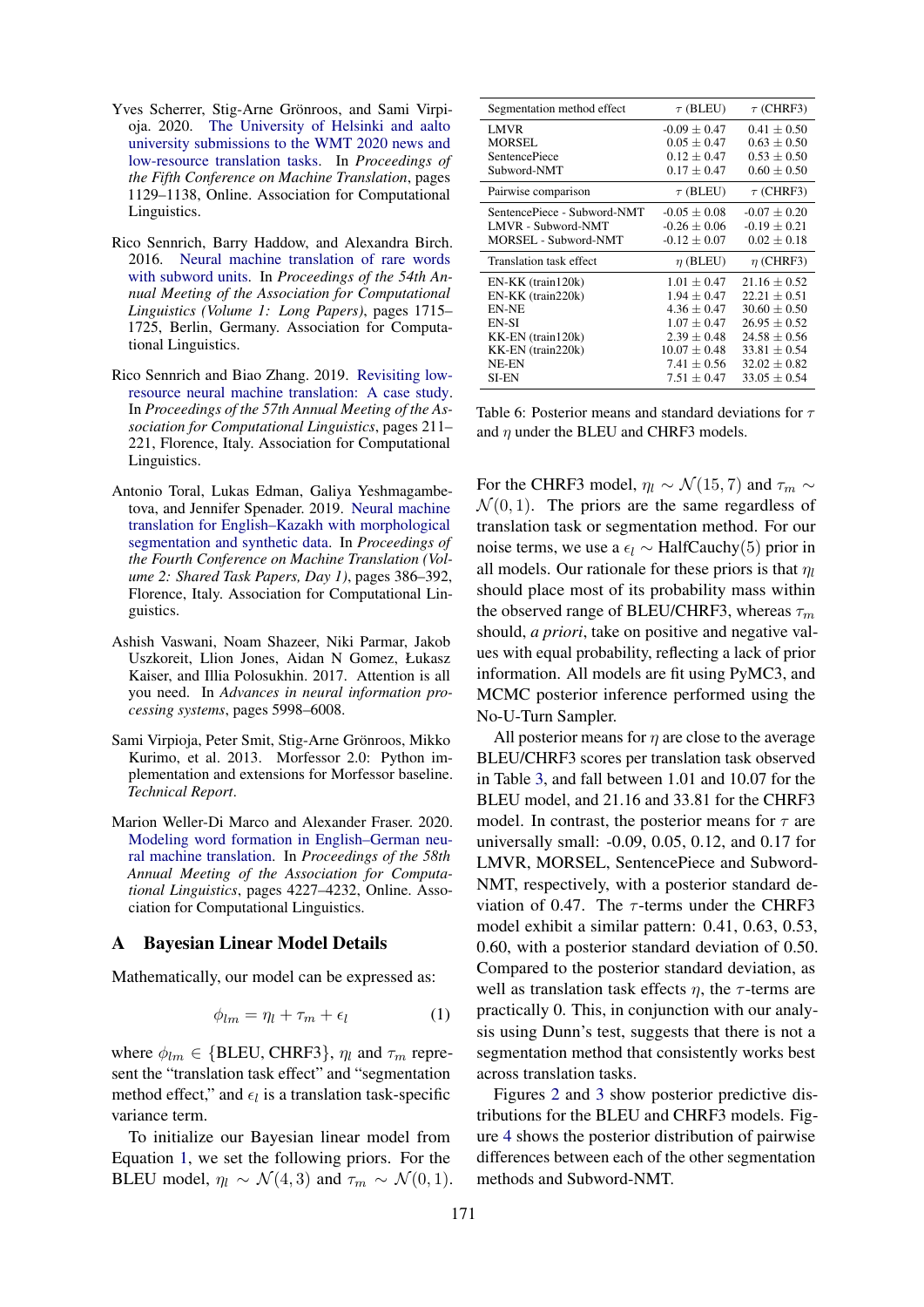Yves Scherrer, Stig-Arne Grönroos, and Sami Virpioja. 2020. The University of Helsinki and aalto university submissions to the WMT 2020 news and low-resource translation tasks. In *Proceedings of the Fifth Conference on Machine Translation*, pages 1129–1138, Online. Association for Computational Linguistics.

Rico Sennrich, Barry Haddow, and Alexandra Birch. 2016. Neural machine translation of rare words with subword units. In *Proceedings of the 54th Annual Meeting of the Association for Computational Linguistics (Volume 1: Long Papers)*, pages 1715–1725, Berlin, Germany. Association for Computational Linguistics.

Rico Sennrich and Biao Zhang. 2019. Revisiting low-resource neural machine translation: A case study. In *Proceedings of the 57th Annual Meeting of the Association for Computational Linguistics*, pages 211–221, Florence, Italy. Association for Computational Linguistics.

Antonio Toral, Lukas Edman, Galiya Yeshmagambetova, and Jennifer Spenader. 2019. Neural machine translation for English–Kazakh with morphological segmentation and synthetic data. In *Proceedings of the Fourth Conference on Machine Translation (Volume 2: Shared Task Papers, Day 1)*, pages 386–392, Florence, Italy. Association for Computational Linguistics.

Ashish Vaswani, Noam Shazeer, Niki Parmar, Jakob Uszkoreit, Llion Jones, Aidan N Gomez, Łukasz Kaiser, and Illia Polosukhin. 2017. Attention is all you need. In *Advances in neural information processing systems*, pages 5998–6008.

Sami Virpioja, Peter Smit, Stig-Arne Grönroos, Mikko Kurimo, et al. 2013. Morfessor 2.0: Python implementation and extensions for Morfessor baseline. *Technical Report*.

Marion Weller-Di Marco and Alexander Fraser. 2020. Modeling word formation in English–German neural machine translation. In *Proceedings of the 58th Annual Meeting of the Association for Computational Linguistics*, pages 4227–4232, Online. Association for Computational Linguistics.

## A Bayesian Linear Model Details

Mathematically, our model can be expressed as:

$$\phi_{lm} = \eta_l + \tau_m + \epsilon_l \qquad (1)$$

where $\phi_{lm} \in \{\text{BLEU}, \text{CHRF3}\}$, $\eta_l$ and $\tau_m$ represent the "translation task effect" and "segmentation method effect," and $\epsilon_l$ is a translation task-specific variance term.

To initialize our Bayesian linear model from Equation 1, we set the following priors. For the BLEU model, $\eta_l \sim \mathcal{N}(4, 3)$ and $\tau_m \sim \mathcal{N}(0, 1)$.

| Segmentation method effect | $\tau$ (BLEU) | $\tau$ (CHRF3) |
|---|---|---|
| LMVR | -0.09 ± 0.47 | 0.41 ± 0.50 |
| MORSEL | 0.05 ± 0.47 | 0.63 ± 0.50 |
| SentencePiece | 0.12 ± 0.47 | 0.53 ± 0.50 |
| Subword-NMT | 0.17 ± 0.47 | 0.60 ± 0.50 |
| **Pairwise comparison** | $\tau$ (BLEU) | $\tau$ (CHRF3) |
| SentencePiece - Subword-NMT | -0.05 ± 0.08 | -0.07 ± 0.20 |
| LMVR - Subword-NMT | -0.26 ± 0.06 | -0.19 ± 0.21 |
| MORSEL - Subword-NMT | -0.12 ± 0.07 | 0.02 ± 0.18 |
| **Translation task effect** | $\eta$ (BLEU) | $\eta$ (CHRF3) |
| EN-KK (train120k) | 1.01 ± 0.47 | 21.16 ± 0.52 |
| EN-KK (train220k) | 1.94 ± 0.47 | 22.21 ± 0.51 |
| EN-NE | 4.36 ± 0.47 | 30.60 ± 0.50 |
| EN-SI | 1.07 ± 0.47 | 26.95 ± 0.52 |
| KK-EN (train120k) | 2.39 ± 0.48 | 24.58 ± 0.56 |
| KK-EN (train220k) | 10.07 ± 0.48 | 33.81 ± 0.54 |
| NE-EN | 7.41 ± 0.56 | 32.02 ± 0.82 |
| SI-EN | 7.51 ± 0.47 | 33.05 ± 0.54 |

Table 6: Posterior means and standard deviations for $\tau$ and $\eta$ under the BLEU and CHRF3 models.

For the CHRF3 model, $\eta_l \sim \mathcal{N}(15, 7)$ and $\tau_m \sim \mathcal{N}(0, 1)$. The priors are the same regardless of translation task or segmentation method. For our noise terms, we use a $\epsilon_l \sim \text{HalfCauchy}(5)$ prior in all models. Our rationale for these priors is that $\eta_l$ should place most of its probability mass within the observed range of BLEU/CHRF3, whereas $\tau_m$ should, *a priori*, take on positive and negative values with equal probability, reflecting a lack of prior information. All models are fit using PyMC3, and MCMC posterior inference performed using the No-U-Turn Sampler.

All posterior means for $\eta$ are close to the average BLEU/CHRF3 scores per translation task observed in Table 3, and fall between 1.01 and 10.07 for the BLEU model, and 21.16 and 33.81 for the CHRF3 model. In contrast, the posterior means for $\tau$ are universally small: -0.09, 0.05, 0.12, and 0.17 for LMVR, MORSEL, SentencePiece and Subword-NMT, respectively, with a posterior standard deviation of 0.47. The $\tau$-terms under the CHRF3 model exhibit a similar pattern: 0.41, 0.63, 0.53, 0.60, with a posterior standard deviation of 0.50. Compared to the posterior standard deviation, as well as translation task effects $\eta$, the $\tau$-terms are practically 0. This, in conjunction with our analysis using Dunn's test, suggests that there is not a segmentation method that consistently works best across translation tasks.

Figures 2 and 3 show posterior predictive distributions for the BLEU and CHRF3 models. Figure 4 shows the posterior distribution of pairwise differences between each of the other segmentation methods and Subword-NMT.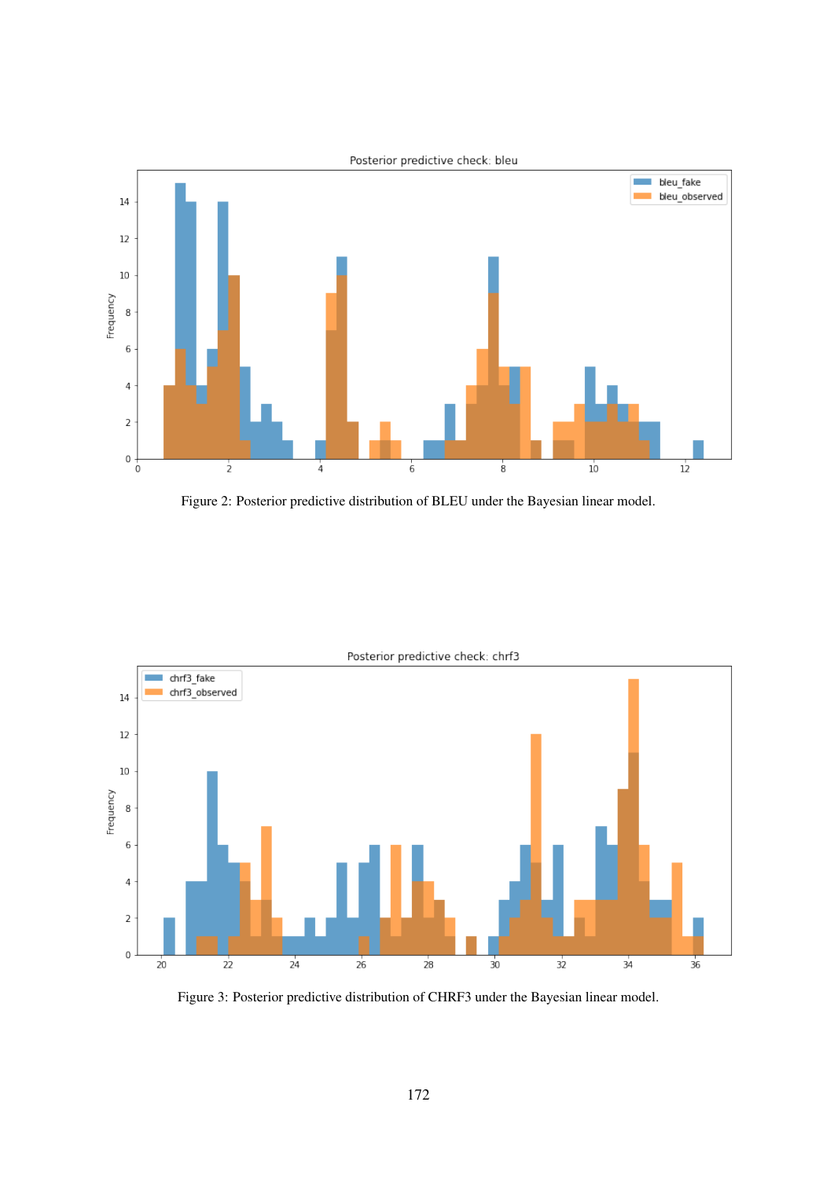Figure 2: Posterior predictive distribution of BLEU under the Bayesian linear model.

Figure 3: Posterior predictive distribution of CHRF3 under the Bayesian linear model.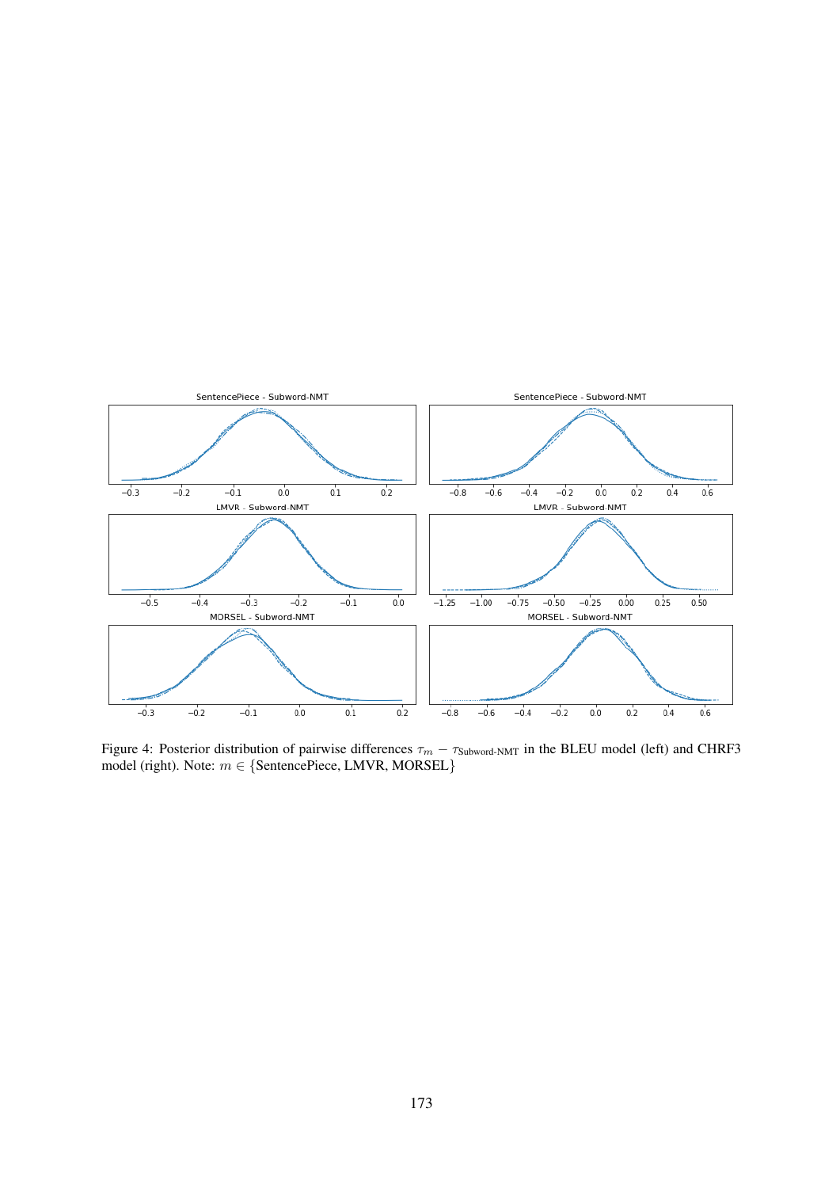Figure 4: Posterior distribution of pairwise differences $\tau_m - \tau_{\text{Subword-NMT}}$ in the BLEU model (left) and CHRF3 model (right). Note: $m \in \{\text{SentencePiece, LMVR, MORSEL}\}$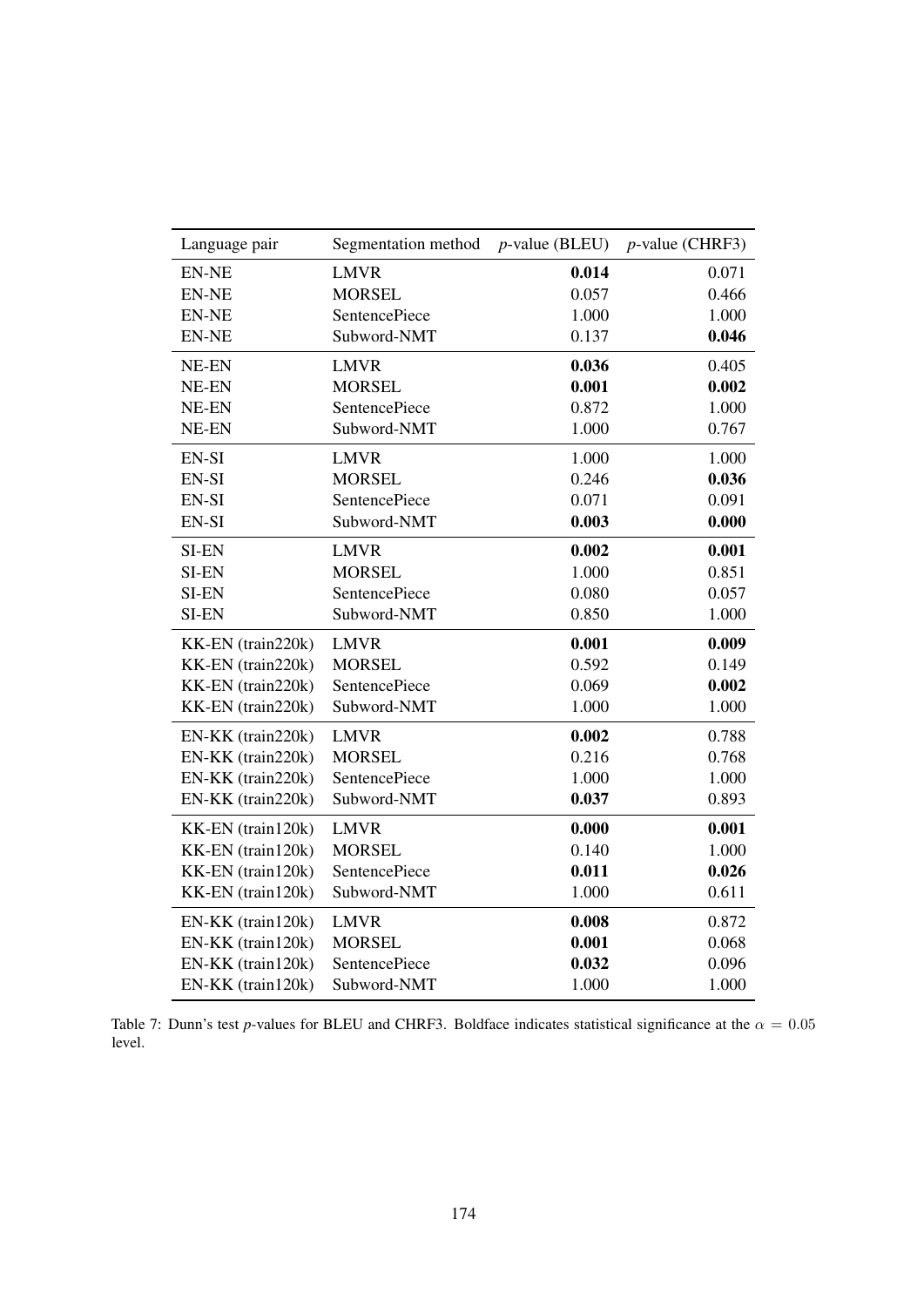| Language pair | Segmentation method | *p*-value (BLEU) | *p*-value (CHRF3) |
|---|---|---|---|
| EN-NE | LMVR | **0.014** | 0.071 |
| EN-NE | MORSEL | 0.057 | 0.466 |
| EN-NE | SentencePiece | 1.000 | 1.000 |
| EN-NE | Subword-NMT | 0.137 | **0.046** |
| NE-EN | LMVR | **0.036** | 0.405 |
| NE-EN | MORSEL | **0.001** | **0.002** |
| NE-EN | SentencePiece | 0.872 | 1.000 |
| NE-EN | Subword-NMT | 1.000 | 0.767 |
| EN-SI | LMVR | 1.000 | 1.000 |
| EN-SI | MORSEL | 0.246 | **0.036** |
| EN-SI | SentencePiece | 0.071 | 0.091 |
| EN-SI | Subword-NMT | **0.003** | **0.000** |
| SI-EN | LMVR | **0.002** | **0.001** |
| SI-EN | MORSEL | 1.000 | 0.851 |
| SI-EN | SentencePiece | 0.080 | 0.057 |
| SI-EN | Subword-NMT | 0.850 | 1.000 |
| KK-EN (train220k) | LMVR | **0.001** | **0.009** |
| KK-EN (train220k) | MORSEL | 0.592 | 0.149 |
| KK-EN (train220k) | SentencePiece | 0.069 | **0.002** |
| KK-EN (train220k) | Subword-NMT | 1.000 | 1.000 |
| EN-KK (train220k) | LMVR | **0.002** | 0.788 |
| EN-KK (train220k) | MORSEL | 0.216 | 0.768 |
| EN-KK (train220k) | SentencePiece | 1.000 | 1.000 |
| EN-KK (train220k) | Subword-NMT | **0.037** | 0.893 |
| KK-EN (train120k) | LMVR | **0.000** | **0.001** |
| KK-EN (train120k) | MORSEL | 0.140 | 1.000 |
| KK-EN (train120k) | SentencePiece | **0.011** | **0.026** |
| KK-EN (train120k) | Subword-NMT | 1.000 | 0.611 |
| EN-KK (train120k) | LMVR | **0.008** | 0.872 |
| EN-KK (train120k) | MORSEL | **0.001** | 0.068 |
| EN-KK (train120k) | SentencePiece | **0.032** | 0.096 |
| EN-KK (train120k) | Subword-NMT | 1.000 | 1.000 |

Table 7: Dunn's test *p*-values for BLEU and CHRF3. Boldface indicates statistical significance at the $\alpha = 0.05$ level.